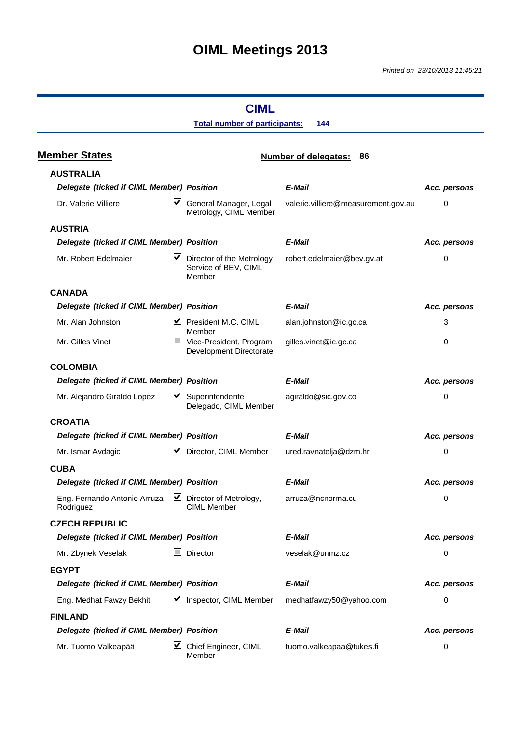# OIML Meetings 2013

*Printed on 23/10/2013 11:45:21*

## CIML

**Total number of participants: 144**

### Member States

**Number of delegates: 86**

#### AUSTRALIA

| Delegate (ticked if CIML Member) | | Position | E-Mail | Acc. persons |
|---|---|---|---|---|
| Dr. Valerie Villiere | ☑ | General Manager, Legal Metrology, CIML Member | valerie.villiere@measurement.gov.au | 0 |

#### AUSTRIA

| Delegate (ticked if CIML Member) | | Position | E-Mail | Acc. persons |
|---|---|---|---|---|
| Mr. Robert Edelmaier | ☑ | Director of the Metrology Service of BEV, CIML Member | robert.edelmaier@bev.gv.at | 0 |

#### CANADA

| Delegate (ticked if CIML Member) | | Position | E-Mail | Acc. persons |
|---|---|---|---|---|
| Mr. Alan Johnston | ☑ | President M.C. CIML Member | alan.johnston@ic.gc.ca | 3 |
| Mr. Gilles Vinet | ☐ | Vice-President, Program Development Directorate | gilles.vinet@ic.gc.ca | 0 |

#### COLOMBIA

| Delegate (ticked if CIML Member) | | Position | E-Mail | Acc. persons |
|---|---|---|---|---|
| Mr. Alejandro Giraldo Lopez | ☑ | Superintendente Delegado, CIML Member | agiraldo@sic.gov.co | 0 |

#### CROATIA

| Delegate (ticked if CIML Member) | | Position | E-Mail | Acc. persons |
|---|---|---|---|---|
| Mr. Ismar Avdagic | ☑ | Director, CIML Member | ured.ravnatelja@dzm.hr | 0 |

#### CUBA

| Delegate (ticked if CIML Member) | | Position | E-Mail | Acc. persons |
|---|---|---|---|---|
| Eng. Fernando Antonio Arruza Rodriguez | ☑ | Director of Metrology, CIML Member | arruza@ncnorma.cu | 0 |

#### CZECH REPUBLIC

| Delegate (ticked if CIML Member) | | Position | E-Mail | Acc. persons |
|---|---|---|---|---|
| Mr. Zbynek Veselak | ☐ | Director | veselak@unmz.cz | 0 |

#### EGYPT

| Delegate (ticked if CIML Member) | | Position | E-Mail | Acc. persons |
|---|---|---|---|---|
| Eng. Medhat Fawzy Bekhit | ☑ | Inspector, CIML Member | medhatfawzy50@yahoo.com | 0 |

#### FINLAND

| Delegate (ticked if CIML Member) | | Position | E-Mail | Acc. persons |
|---|---|---|---|---|
| Mr. Tuomo Valkeapää | ☑ | Chief Engineer, CIML Member | tuomo.valkeapaa@tukes.fi | 0 |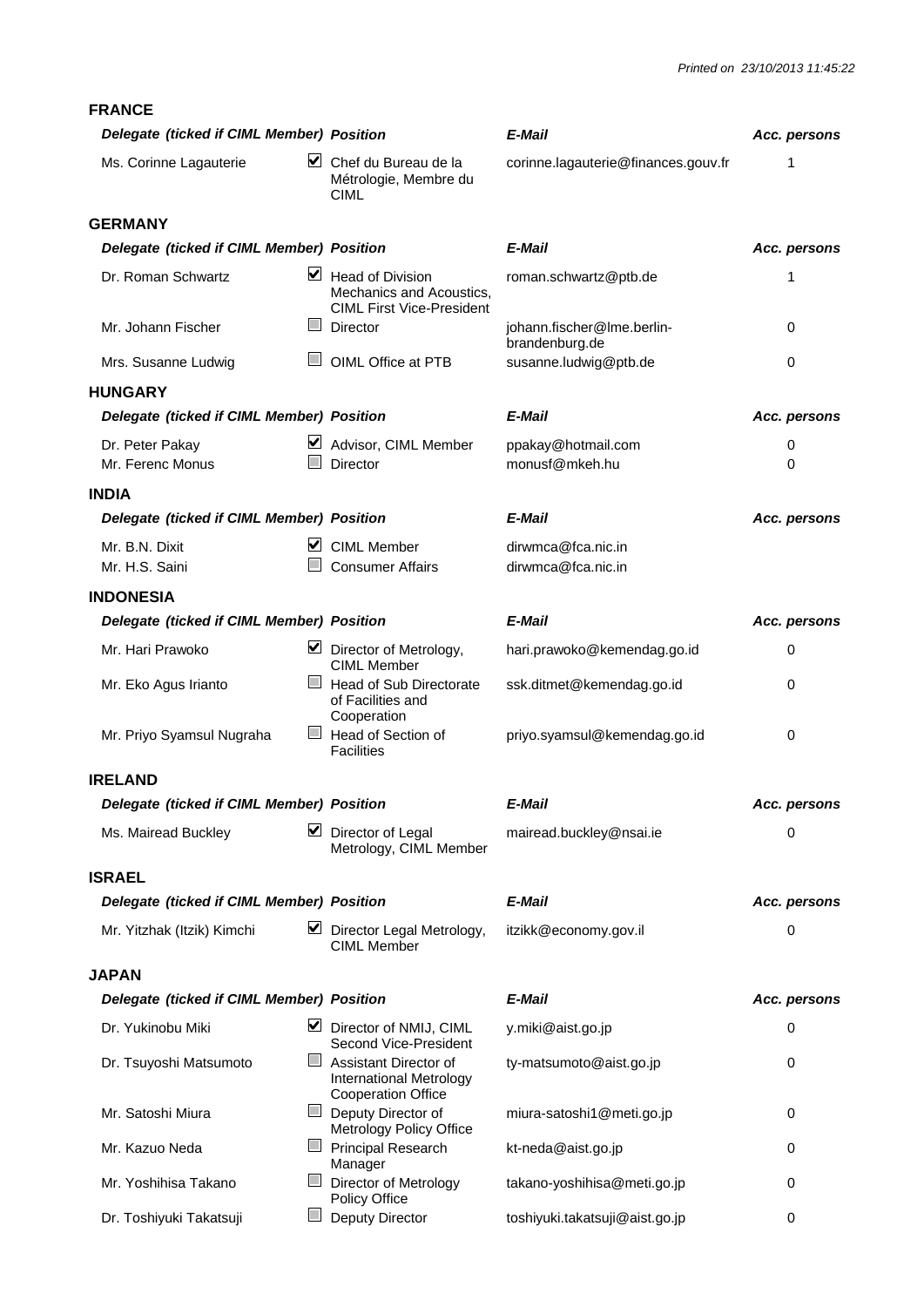Printed on 23/10/2013 11:45:22

## FRANCE

| Delegate (ticked if CIML Member) | | Position | E-Mail | Acc. persons |
|---|---|---|---|---|
| Ms. Corinne Lagauterie | ☑ | Chef du Bureau de la Métrologie, Membre du CIML | corinne.lagauterie@finances.gouv.fr | 1 |

## GERMANY

| Delegate (ticked if CIML Member) | | Position | E-Mail | Acc. persons |
|---|---|---|---|---|
| Dr. Roman Schwartz | ☑ | Head of Division Mechanics and Acoustics, CIML First Vice-President | roman.schwartz@ptb.de | 1 |
| Mr. Johann Fischer | ☐ | Director | johann.fischer@lme.berlin-brandenburg.de | 0 |
| Mrs. Susanne Ludwig | ☐ | OIML Office at PTB | susanne.ludwig@ptb.de | 0 |

## HUNGARY

| Delegate (ticked if CIML Member) | | Position | E-Mail | Acc. persons |
|---|---|---|---|---|
| Dr. Peter Pakay | ☑ | Advisor, CIML Member | ppakay@hotmail.com | 0 |
| Mr. Ferenc Monus | ☐ | Director | monusf@mkeh.hu | 0 |

## INDIA

| Delegate (ticked if CIML Member) | | Position | E-Mail | Acc. persons |
|---|---|---|---|---|
| Mr. B.N. Dixit | ☑ | CIML Member | dirwmca@fca.nic.in | |
| Mr. H.S. Saini | ☐ | Consumer Affairs | dirwmca@fca.nic.in | |

## INDONESIA

| Delegate (ticked if CIML Member) | | Position | E-Mail | Acc. persons |
|---|---|---|---|---|
| Mr. Hari Prawoko | ☑ | Director of Metrology, CIML Member | hari.prawoko@kemendag.go.id | 0 |
| Mr. Eko Agus Irianto | ☐ | Head of Sub Directorate of Facilities and Cooperation | ssk.ditmet@kemendag.go.id | 0 |
| Mr. Priyo Syamsul Nugraha | ☐ | Head of Section of Facilities | priyo.syamsul@kemendag.go.id | 0 |

## IRELAND

| Delegate (ticked if CIML Member) | | Position | E-Mail | Acc. persons |
|---|---|---|---|---|
| Ms. Mairead Buckley | ☑ | Director of Legal Metrology, CIML Member | mairead.buckley@nsai.ie | 0 |

## ISRAEL

| Delegate (ticked if CIML Member) | | Position | E-Mail | Acc. persons |
|---|---|---|---|---|
| Mr. Yitzhak (Itzik) Kimchi | ☑ | Director Legal Metrology, CIML Member | itzikk@economy.gov.il | 0 |

## JAPAN

| Delegate (ticked if CIML Member) | | Position | E-Mail | Acc. persons |
|---|---|---|---|---|
| Dr. Yukinobu Miki | ☑ | Director of NMIJ, CIML Second Vice-President | y.miki@aist.go.jp | 0 |
| Dr. Tsuyoshi Matsumoto | ☐ | Assistant Director of International Metrology Cooperation Office | ty-matsumoto@aist.go.jp | 0 |
| Mr. Satoshi Miura | ☐ | Deputy Director of Metrology Policy Office | miura-satoshi1@meti.go.jp | 0 |
| Mr. Kazuo Neda | ☐ | Principal Research Manager | kt-neda@aist.go.jp | 0 |
| Mr. Yoshihisa Takano | ☐ | Director of Metrology Policy Office | takano-yoshihisa@meti.go.jp | 0 |
| Dr. Toshiyuki Takatsuji | ☐ | Deputy Director | toshiyuki.takatsuji@aist.go.jp | 0 |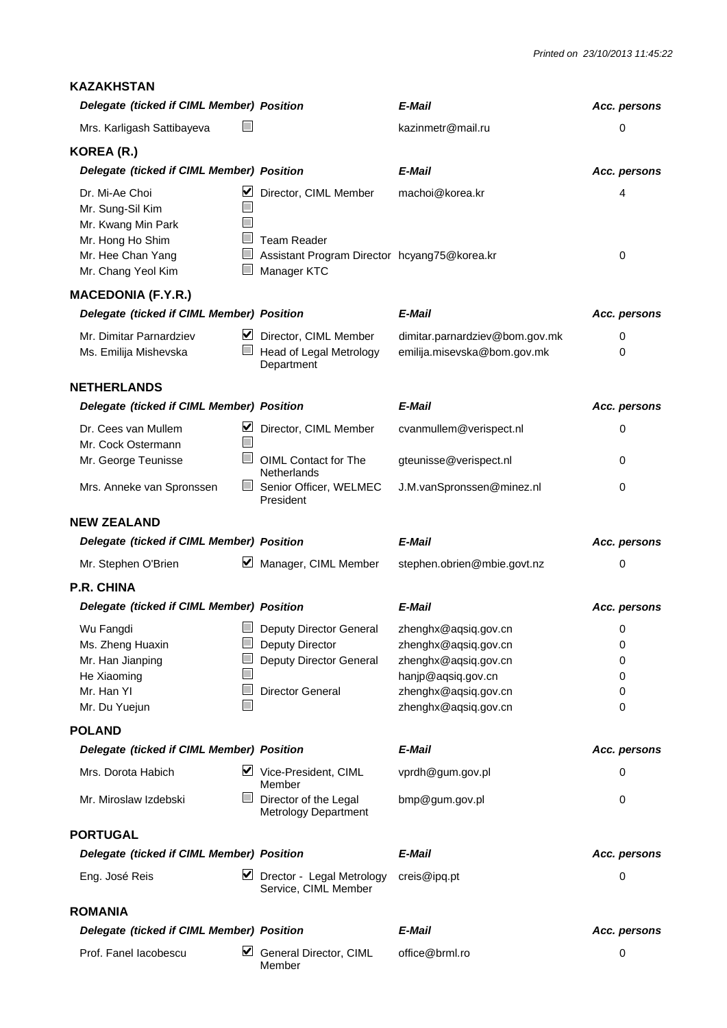## KAZAKHSTAN

| Delegate (ticked if CIML Member) | | Position | E-Mail | Acc. persons |
|---|---|---|---|---|
| Mrs. Karligash Sattibayeva | ☐ | | kazinmetr@mail.ru | 0 |

## KOREA (R.)

| Delegate (ticked if CIML Member) | | Position | E-Mail | Acc. persons |
|---|---|---|---|---|
| Dr. Mi-Ae Choi | ☑ | Director, CIML Member | machoi@korea.kr | 4 |
| Mr. Sung-Sil Kim | ☐ | | | |
| Mr. Kwang Min Park | ☐ | | | |
| Mr. Hong Ho Shim | ☐ | Team Reader | | |
| Mr. Hee Chan Yang | ☐ | Assistant Program Director | hcyang75@korea.kr | 0 |
| Mr. Chang Yeol Kim | ☐ | Manager KTC | | |

## MACEDONIA (F.Y.R.)

| Delegate (ticked if CIML Member) | | Position | E-Mail | Acc. persons |
|---|---|---|---|---|
| Mr. Dimitar Parnardziev | ☑ | Director, CIML Member | dimitar.parnardziev@bom.gov.mk | 0 |
| Ms. Emilija Mishevska | ☐ | Head of Legal Metrology Department | emilija.misevska@bom.gov.mk | 0 |

## NETHERLANDS

| Delegate (ticked if CIML Member) | | Position | E-Mail | Acc. persons |
|---|---|---|---|---|
| Dr. Cees van Mullem | ☑ | Director, CIML Member | cvanmullem@verispect.nl | 0 |
| Mr. Cock Ostermann | ☐ | | | |
| Mr. George Teunisse | ☐ | OIML Contact for The Netherlands | gteunisse@verispect.nl | 0 |
| Mrs. Anneke van Spronssen | ☐ | Senior Officer, WELMEC President | J.M.vanSpronssen@minez.nl | 0 |

## NEW ZEALAND

| Delegate (ticked if CIML Member) | | Position | E-Mail | Acc. persons |
|---|---|---|---|---|
| Mr. Stephen O'Brien | ☑ | Manager, CIML Member | stephen.obrien@mbie.govt.nz | 0 |

## P.R. CHINA

| Delegate (ticked if CIML Member) | | Position | E-Mail | Acc. persons |
|---|---|---|---|---|
| Wu Fangdi | ☐ | Deputy Director General | zhenghx@aqsiq.gov.cn | 0 |
| Ms. Zheng Huaxin | ☐ | Deputy Director | zhenghx@aqsiq.gov.cn | 0 |
| Mr. Han Jianping | ☐ | Deputy Director General | zhenghx@aqsiq.gov.cn | 0 |
| He Xiaoming | ☐ | | hanjp@aqsiq.gov.cn | 0 |
| Mr. Han YI | ☐ | Director General | zhenghx@aqsiq.gov.cn | 0 |
| Mr. Du Yuejun | ☐ | | zhenghx@aqsiq.gov.cn | 0 |

## POLAND

| Delegate (ticked if CIML Member) | | Position | E-Mail | Acc. persons |
|---|---|---|---|---|
| Mrs. Dorota Habich | ☑ | Vice-President, CIML Member | vprdh@gum.gov.pl | 0 |
| Mr. Miroslaw Izdebski | ☐ | Director of the Legal Metrology Department | bmp@gum.gov.pl | 0 |

## PORTUGAL

| Delegate (ticked if CIML Member) | | Position | E-Mail | Acc. persons |
|---|---|---|---|---|
| Eng. José Reis | ☑ | Drector - Legal Metrology Service, CIML Member | creis@ipq.pt | 0 |

## ROMANIA

| Delegate (ticked if CIML Member) | | Position | E-Mail | Acc. persons |
|---|---|---|---|---|
| Prof. Fanel Iacobescu | ☑ | General Director, CIML Member | office@brml.ro | 0 |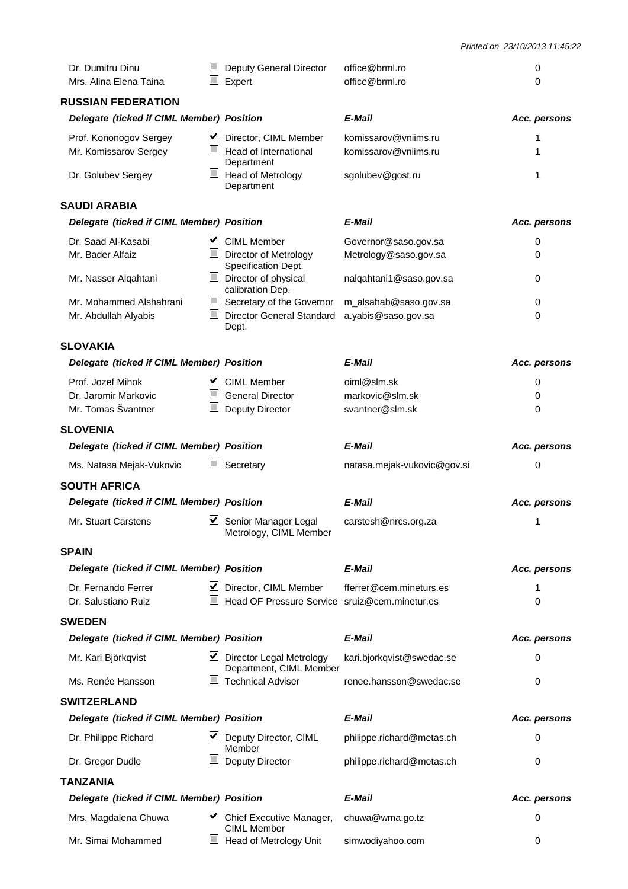| | | | |
|---|---|---|---|
| Dr. Dumitru Dinu | ☐ Deputy General Director | office@brml.ro | 0 |
| Mrs. Alina Elena Taina | ☐ Expert | office@brml.ro | 0 |

## RUSSIAN FEDERATION

| Delegate (ticked if CIML Member) | Position | E-Mail | Acc. persons |
|---|---|---|---|
| Prof. Kononogov Sergey | ☑ Director, CIML Member | komissarov@vniims.ru | 1 |
| Mr. Komissarov Sergey | ☐ Head of International Department | komissarov@vniims.ru | 1 |
| Dr. Golubev Sergey | ☐ Head of Metrology Department | sgolubev@gost.ru | 1 |

## SAUDI ARABIA

| Delegate (ticked if CIML Member) | Position | E-Mail | Acc. persons |
|---|---|---|---|
| Dr. Saad Al-Kasabi | ☑ CIML Member | Governor@saso.gov.sa | 0 |
| Mr. Bader Alfaiz | ☐ Director of Metrology Specification Dept. | Metrology@saso.gov.sa | 0 |
| Mr. Nasser Alqahtani | ☐ Director of physical calibration Dep. | nalqahtani1@saso.gov.sa | 0 |
| Mr. Mohammed Alshahrani | ☐ Secretary of the Governor | m_alsahab@saso.gov.sa | 0 |
| Mr. Abdullah Alyabis | ☐ Director General Standard Dept. | a.yabis@saso.gov.sa | 0 |

## SLOVAKIA

| Delegate (ticked if CIML Member) | Position | E-Mail | Acc. persons |
|---|---|---|---|
| Prof. Jozef Mihok | ☑ CIML Member | oiml@slm.sk | 0 |
| Dr. Jaromir Markovic | ☐ General Director | markovic@slm.sk | 0 |
| Mr. Tomas Švantner | ☐ Deputy Director | svantner@slm.sk | 0 |

## SLOVENIA

| Delegate (ticked if CIML Member) | Position | E-Mail | Acc. persons |
|---|---|---|---|
| Ms. Natasa Mejak-Vukovic | ☐ Secretary | natasa.mejak-vukovic@gov.si | 0 |

## SOUTH AFRICA

| Delegate (ticked if CIML Member) | Position | E-Mail | Acc. persons |
|---|---|---|---|
| Mr. Stuart Carstens | ☑ Senior Manager Legal Metrology, CIML Member | carstesh@nrcs.org.za | 1 |

## SPAIN

| Delegate (ticked if CIML Member) | Position | E-Mail | Acc. persons |
|---|---|---|---|
| Dr. Fernando Ferrer | ☑ Director, CIML Member | fferrer@cem.mineturs.es | 1 |
| Dr. Salustiano Ruiz | ☐ Head OF Pressure Service | sruiz@cem.minetur.es | 0 |

## SWEDEN

| Delegate (ticked if CIML Member) | Position | E-Mail | Acc. persons |
|---|---|---|---|
| Mr. Kari Björkqvist | ☑ Director Legal Metrology Department, CIML Member | kari.bjorkqvist@swedac.se | 0 |
| Ms. Renée Hansson | ☐ Technical Adviser | renee.hansson@swedac.se | 0 |

## SWITZERLAND

| Delegate (ticked if CIML Member) | Position | E-Mail | Acc. persons |
|---|---|---|---|
| Dr. Philippe Richard | ☑ Deputy Director, CIML Member | philippe.richard@metas.ch | 0 |
| Dr. Gregor Dudle | ☐ Deputy Director | philippe.richard@metas.ch | 0 |

## TANZANIA

| Delegate (ticked if CIML Member) | Position | E-Mail | Acc. persons |
|---|---|---|---|
| Mrs. Magdalena Chuwa | ☑ Chief Executive Manager, CIML Member | chuwa@wma.go.tz | 0 |
| Mr. Simai Mohammed | ☐ Head of Metrology Unit | simwodiyahoo.com | 0 |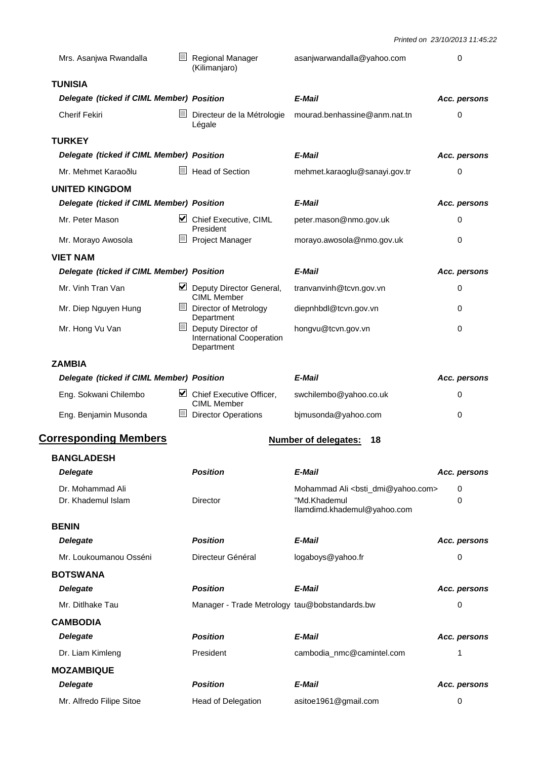| Delegate (ticked if CIML Member) | | Position | E-Mail | Acc. persons |
|---|---|---|---|---|
| Mrs. Asanjwa Rwandalla | ☐ | Regional Manager (Kilimanjaro) | asanjwarwandalla@yahoo.com | 0 |

### TUNISIA

| Delegate (ticked if CIML Member) | | Position | E-Mail | Acc. persons |
|---|---|---|---|---|
| Cherif Fekiri | ☐ | Directeur de la Métrologie Légale | mourad.benhassine@anm.nat.tn | 0 |

### TURKEY

| Delegate (ticked if CIML Member) | | Position | E-Mail | Acc. persons |
|---|---|---|---|---|
| Mr. Mehmet Karaoðlu | ☐ | Head of Section | mehmet.karaoglu@sanayi.gov.tr | 0 |

### UNITED KINGDOM

| Delegate (ticked if CIML Member) | | Position | E-Mail | Acc. persons |
|---|---|---|---|---|
| Mr. Peter Mason | ☑ | Chief Executive, CIML President | peter.mason@nmo.gov.uk | 0 |
| Mr. Morayo Awosola | ☐ | Project Manager | morayo.awosola@nmo.gov.uk | 0 |

### VIET NAM

| Delegate (ticked if CIML Member) | | Position | E-Mail | Acc. persons |
|---|---|---|---|---|
| Mr. Vinh Tran Van | ☑ | Deputy Director General, CIML Member | tranvanvinh@tcvn.gov.vn | 0 |
| Mr. Diep Nguyen Hung | ☐ | Director of Metrology Department | diepnhbdl@tcvn.gov.vn | 0 |
| Mr. Hong Vu Van | ☐ | Deputy Director of International Cooperation Department | hongvu@tcvn.gov.vn | 0 |

### ZAMBIA

| Delegate (ticked if CIML Member) | | Position | E-Mail | Acc. persons |
|---|---|---|---|---|
| Eng. Sokwani Chilembo | ☑ | Chief Executive Officer, CIML Member | swchilembo@yahoo.co.uk | 0 |
| Eng. Benjamin Musonda | ☐ | Director Operations | bjmusonda@yahoo.com | 0 |

## Corresponding Members

**Number of delegates: 18**

### BANGLADESH

| Delegate | Position | E-Mail | Acc. persons |
|---|---|---|---|
| Dr. Mohammad Ali | | Mohammad Ali <bsti_dmi@yahoo.com> | 0 |
| Dr. Khademul Islam | Director | "Md.Khademul Ilamdimd.khademul@yahoo.com | 0 |

### BENIN

| Delegate | Position | E-Mail | Acc. persons |
|---|---|---|---|
| Mr. Loukoumanou Osséni | Directeur Général | logaboys@yahoo.fr | 0 |

### BOTSWANA

| Delegate | Position | E-Mail | Acc. persons |
|---|---|---|---|
| Mr. Ditlhake Tau | Manager - Trade Metrology | tau@bobstandards.bw | 0 |

### CAMBODIA

| Delegate | Position | E-Mail | Acc. persons |
|---|---|---|---|
| Dr. Liam Kimleng | President | cambodia_nmc@camintel.com | 1 |

### MOZAMBIQUE

| Delegate | Position | E-Mail | Acc. persons |
|---|---|---|---|
| Mr. Alfredo Filipe Sitoe | Head of Delegation | asitoe1961@gmail.com | 0 |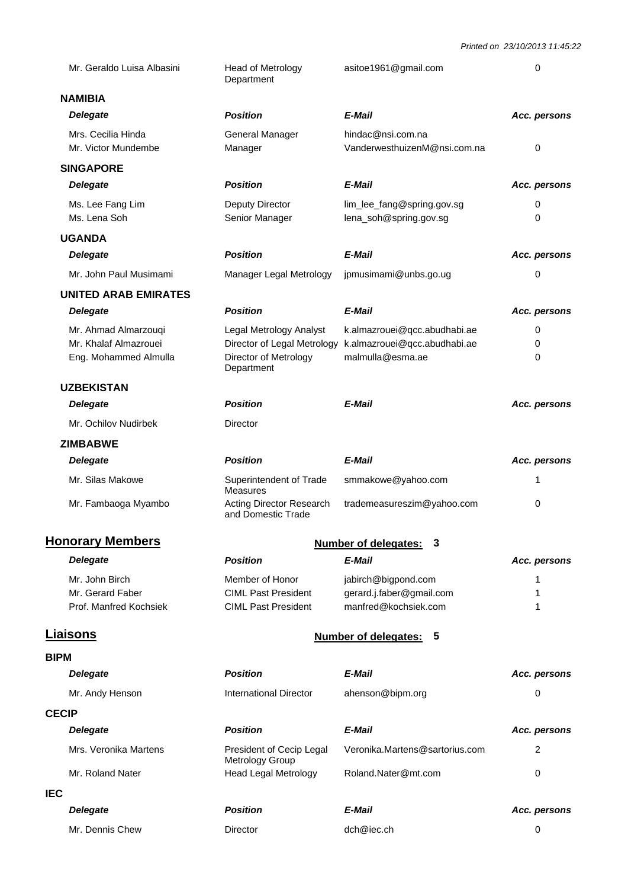| Delegate | Position | E-Mail | Acc. persons |
|---|---|---|---|
| Mr. Geraldo Luisa Albasini | Head of Metrology Department | asitoe1961@gmail.com | 0 |

**NAMIBIA**

| Delegate | Position | E-Mail | Acc. persons |
|---|---|---|---|
| Mrs. Cecilia Hinda | General Manager | hindac@nsi.com.na | |
| Mr. Victor Mundembe | Manager | VanderwesthuizenM@nsi.com.na | 0 |

**SINGAPORE**

| Delegate | Position | E-Mail | Acc. persons |
|---|---|---|---|
| Ms. Lee Fang Lim | Deputy Director | lim_lee_fang@spring.gov.sg | 0 |
| Ms. Lena Soh | Senior Manager | lena_soh@spring.gov.sg | 0 |

**UGANDA**

| Delegate | Position | E-Mail | Acc. persons |
|---|---|---|---|
| Mr. John Paul Musimami | Manager Legal Metrology | jpmusimami@unbs.go.ug | 0 |

**UNITED ARAB EMIRATES**

| Delegate | Position | E-Mail | Acc. persons |
|---|---|---|---|
| Mr. Ahmad Almarzouqi | Legal Metrology Analyst | k.almazrouei@qcc.abudhabi.ae | 0 |
| Mr. Khalaf Almazrouei | Director of Legal Metrology | k.almazrouei@qcc.abudhabi.ae | 0 |
| Eng. Mohammed Almulla | Director of Metrology Department | malmulla@esma.ae | 0 |

**UZBEKISTAN**

| Delegate | Position | E-Mail | Acc. persons |
|---|---|---|---|
| Mr. Ochilov Nudirbek | Director | | |

**ZIMBABWE**

| Delegate | Position | E-Mail | Acc. persons |
|---|---|---|---|
| Mr. Silas Makowe | Superintendent of Trade Measures | smmakowe@yahoo.com | 1 |
| Mr. Fambaoga Myambo | Acting Director Research and Domestic Trade | trademeasureszim@yahoo.com | 0 |

## Honorary Members

**Number of delegates: 3**

| Delegate | Position | E-Mail | Acc. persons |
|---|---|---|---|
| Mr. John Birch | Member of Honor | jabirch@bigpond.com | 1 |
| Mr. Gerard Faber | CIML Past President | gerard.j.faber@gmail.com | 1 |
| Prof. Manfred Kochsiek | CIML Past President | manfred@kochsiek.com | 1 |

## Liaisons

**Number of delegates: 5**

**BIPM**

| Delegate | Position | E-Mail | Acc. persons |
|---|---|---|---|
| Mr. Andy Henson | International Director | ahenson@bipm.org | 0 |

**CECIP**

| Delegate | Position | E-Mail | Acc. persons |
|---|---|---|---|
| Mrs. Veronika Martens | President of Cecip Legal Metrology Group | Veronika.Martens@sartorius.com | 2 |
| Mr. Roland Nater | Head Legal Metrology | Roland.Nater@mt.com | 0 |

**IEC**

| Delegate | Position | E-Mail | Acc. persons |
|---|---|---|---|
| Mr. Dennis Chew | Director | dch@iec.ch | 0 |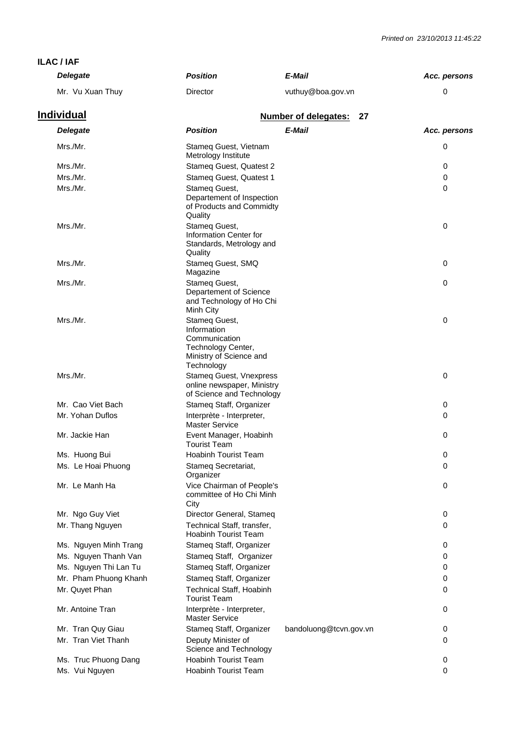### ILAC / IAF

| Delegate | Position | E-Mail | Acc. persons |
|---|---|---|---|
| Mr. Vu Xuan Thuy | Director | vuthuy@boa.gov.vn | 0 |

## Individual

**Number of delegates: 27**

| Delegate | Position | E-Mail | Acc. persons |
|---|---|---|---|
| Mrs./Mr. | Stameq Guest, Vietnam Metrology Institute | | 0 |
| Mrs./Mr. | Stameq Guest, Quatest 2 | | 0 |
| Mrs./Mr. | Stameq Guest, Quatest 1 | | 0 |
| Mrs./Mr. | Stameq Guest, Departement of Inspection of Products and Commidty Quality | | 0 |
| Mrs./Mr. | Stameq Guest, Information Center for Standards, Metrology and Quality | | 0 |
| Mrs./Mr. | Stameq Guest, SMQ Magazine | | 0 |
| Mrs./Mr. | Stameq Guest, Departement of Science and Technology of Ho Chi Minh City | | 0 |
| Mrs./Mr. | Stameq Guest, Information Communication Technology Center, Ministry of Science and Technology | | 0 |
| Mrs./Mr. | Stameq Guest, Vnexpress online newspaper, Ministry of Science and Technology | | 0 |
| Mr. Cao Viet Bach | Stameq Staff, Organizer | | 0 |
| Mr. Yohan Duflos | Interprète - Interpreter, Master Service | | 0 |
| Mr. Jackie Han | Event Manager, Hoabinh Tourist Team | | 0 |
| Ms. Huong Bui | Hoabinh Tourist Team | | 0 |
| Ms. Le Hoai Phuong | Stameq Secretariat, Organizer | | 0 |
| Mr. Le Manh Ha | Vice Chairman of People's committee of Ho Chi Minh City | | 0 |
| Mr. Ngo Guy Viet | Director General, Stameq | | 0 |
| Mr. Thang Nguyen | Technical Staff, transfer, Hoabinh Tourist Team | | 0 |
| Ms. Nguyen Minh Trang | Stameq Staff, Organizer | | 0 |
| Ms. Nguyen Thanh Van | Stameq Staff, Organizer | | 0 |
| Ms. Nguyen Thi Lan Tu | Stameq Staff, Organizer | | 0 |
| Mr. Pham Phuong Khanh | Stameq Staff, Organizer | | 0 |
| Mr. Quyet Phan | Technical Staff, Hoabinh Tourist Team | | 0 |
| Mr. Antoine Tran | Interprète - Interpreter, Master Service | | 0 |
| Mr. Tran Quy Giau | Stameq Staff, Organizer | bandoluong@tcvn.gov.vn | 0 |
| Mr. Tran Viet Thanh | Deputy Minister of Science and Technology | | 0 |
| Ms. Truc Phuong Dang | Hoabinh Tourist Team | | 0 |
| Ms. Vui Nguyen | Hoabinh Tourist Team | | 0 |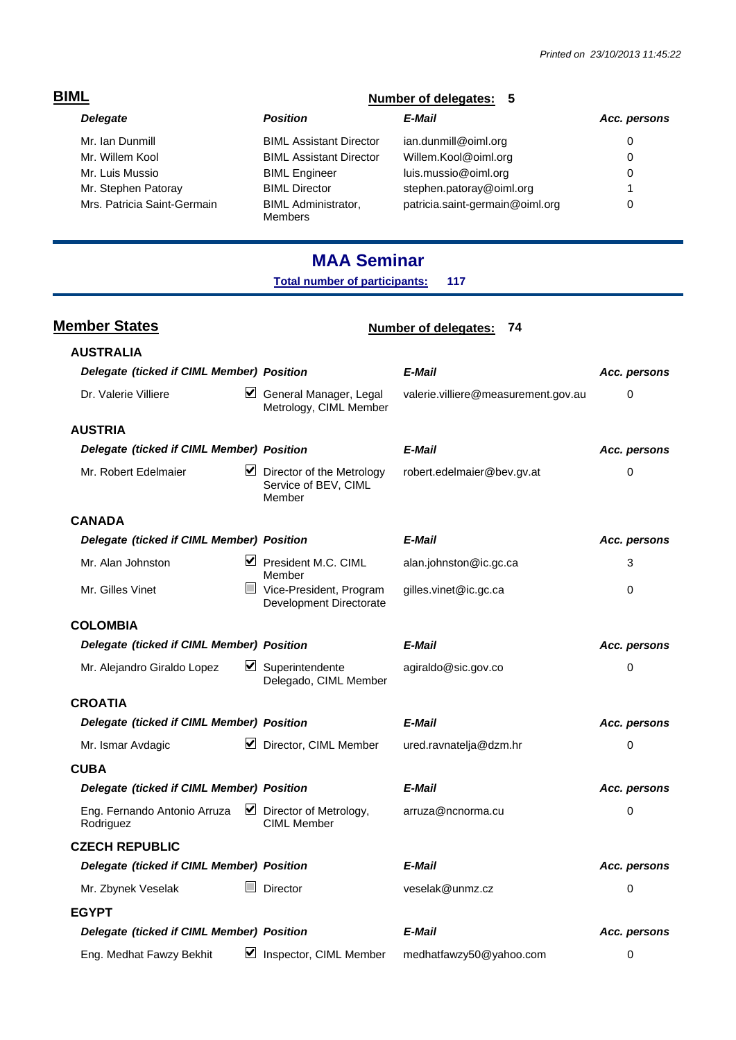## BIML

**Number of delegates: 5**

| Delegate | Position | E-Mail | Acc. persons |
|---|---|---|---|
| Mr. Ian Dunmill | BIML Assistant Director | ian.dunmill@oiml.org | 0 |
| Mr. Willem Kool | BIML Assistant Director | Willem.Kool@oiml.org | 0 |
| Mr. Luis Mussio | BIML Engineer | luis.mussio@oiml.org | 0 |
| Mr. Stephen Patoray | BIML Director | stephen.patoray@oiml.org | 1 |
| Mrs. Patricia Saint-Germain | BIML Administrator, Members | patricia.saint-germain@oiml.org | 0 |

# MAA Seminar

**Total number of participants: 117**

## Member States

**Number of delegates: 74**

### AUSTRALIA

| Delegate (ticked if CIML Member) | | Position | E-Mail | Acc. persons |
|---|---|---|---|---|
| Dr. Valerie Villiere | ☑ | General Manager, Legal Metrology, CIML Member | valerie.villiere@measurement.gov.au | 0 |

### AUSTRIA

| Delegate (ticked if CIML Member) | | Position | E-Mail | Acc. persons |
|---|---|---|---|---|
| Mr. Robert Edelmaier | ☑ | Director of the Metrology Service of BEV, CIML Member | robert.edelmaier@bev.gv.at | 0 |

### CANADA

| Delegate (ticked if CIML Member) | | Position | E-Mail | Acc. persons |
|---|---|---|---|---|
| Mr. Alan Johnston | ☑ | President M.C. CIML Member | alan.johnston@ic.gc.ca | 3 |
| Mr. Gilles Vinet | ☐ | Vice-President, Program Development Directorate | gilles.vinet@ic.gc.ca | 0 |

### COLOMBIA

| Delegate (ticked if CIML Member) | | Position | E-Mail | Acc. persons |
|---|---|---|---|---|
| Mr. Alejandro Giraldo Lopez | ☑ | Superintendente Delegado, CIML Member | agiraldo@sic.gov.co | 0 |

### CROATIA

| Delegate (ticked if CIML Member) | | Position | E-Mail | Acc. persons |
|---|---|---|---|---|
| Mr. Ismar Avdagic | ☑ | Director, CIML Member | ured.ravnatelja@dzm.hr | 0 |

### CUBA

| Delegate (ticked if CIML Member) | | Position | E-Mail | Acc. persons |
|---|---|---|---|---|
| Eng. Fernando Antonio Arruza Rodriguez | ☑ | Director of Metrology, CIML Member | arruza@ncnorma.cu | 0 |

### CZECH REPUBLIC

| Delegate (ticked if CIML Member) | | Position | E-Mail | Acc. persons |
|---|---|---|---|---|
| Mr. Zbynek Veselak | ☐ | Director | veselak@unmz.cz | 0 |

### EGYPT

| Delegate (ticked if CIML Member) | | Position | E-Mail | Acc. persons |
|---|---|---|---|---|
| Eng. Medhat Fawzy Bekhit | ☑ | Inspector, CIML Member | medhatfawzy50@yahoo.com | 0 |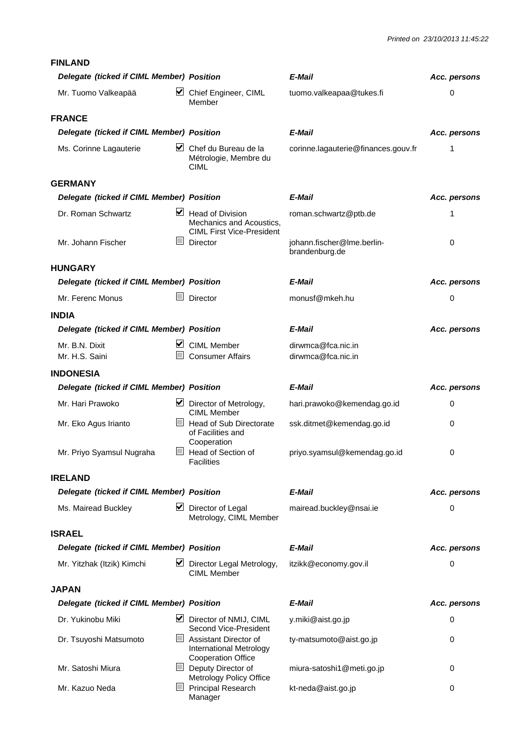## FINLAND

| Delegate (ticked if CIML Member) | | Position | E-Mail | Acc. persons |
|---|---|---|---|---|
| Mr. Tuomo Valkeapää | ☑ | Chief Engineer, CIML Member | tuomo.valkeapaa@tukes.fi | 0 |

## FRANCE

| Delegate (ticked if CIML Member) | | Position | E-Mail | Acc. persons |
|---|---|---|---|---|
| Ms. Corinne Lagauterie | ☑ | Chef du Bureau de la Métrologie, Membre du CIML | corinne.lagauterie@finances.gouv.fr | 1 |

## GERMANY

| Delegate (ticked if CIML Member) | | Position | E-Mail | Acc. persons |
|---|---|---|---|---|
| Dr. Roman Schwartz | ☑ | Head of Division Mechanics and Acoustics, CIML First Vice-President | roman.schwartz@ptb.de | 1 |
| Mr. Johann Fischer | ☐ | Director | johann.fischer@lme.berlin-brandenburg.de | 0 |

## HUNGARY

| Delegate (ticked if CIML Member) | | Position | E-Mail | Acc. persons |
|---|---|---|---|---|
| Mr. Ferenc Monus | ☐ | Director | monusf@mkeh.hu | 0 |

## INDIA

| Delegate (ticked if CIML Member) | | Position | E-Mail | Acc. persons |
|---|---|---|---|---|
| Mr. B.N. Dixit | ☑ | CIML Member | dirwmca@fca.nic.in | |
| Mr. H.S. Saini | ☐ | Consumer Affairs | dirwmca@fca.nic.in | |

## INDONESIA

| Delegate (ticked if CIML Member) | | Position | E-Mail | Acc. persons |
|---|---|---|---|---|
| Mr. Hari Prawoko | ☑ | Director of Metrology, CIML Member | hari.prawoko@kemendag.go.id | 0 |
| Mr. Eko Agus Irianto | ☐ | Head of Sub Directorate of Facilities and Cooperation | ssk.ditmet@kemendag.go.id | 0 |
| Mr. Priyo Syamsul Nugraha | ☐ | Head of Section of Facilities | priyo.syamsul@kemendag.go.id | 0 |

## IRELAND

| Delegate (ticked if CIML Member) | | Position | E-Mail | Acc. persons |
|---|---|---|---|---|
| Ms. Mairead Buckley | ☑ | Director of Legal Metrology, CIML Member | mairead.buckley@nsai.ie | 0 |

## ISRAEL

| Delegate (ticked if CIML Member) | | Position | E-Mail | Acc. persons |
|---|---|---|---|---|
| Mr. Yitzhak (Itzik) Kimchi | ☑ | Director Legal Metrology, CIML Member | itzikk@economy.gov.il | 0 |

## JAPAN

| Delegate (ticked if CIML Member) | | Position | E-Mail | Acc. persons |
|---|---|---|---|---|
| Dr. Yukinobu Miki | ☑ | Director of NMIJ, CIML Second Vice-President | y.miki@aist.go.jp | 0 |
| Dr. Tsuyoshi Matsumoto | ☐ | Assistant Director of International Metrology Cooperation Office | ty-matsumoto@aist.go.jp | 0 |
| Mr. Satoshi Miura | ☐ | Deputy Director of Metrology Policy Office | miura-satoshi1@meti.go.jp | 0 |
| Mr. Kazuo Neda | ☐ | Principal Research Manager | kt-neda@aist.go.jp | 0 |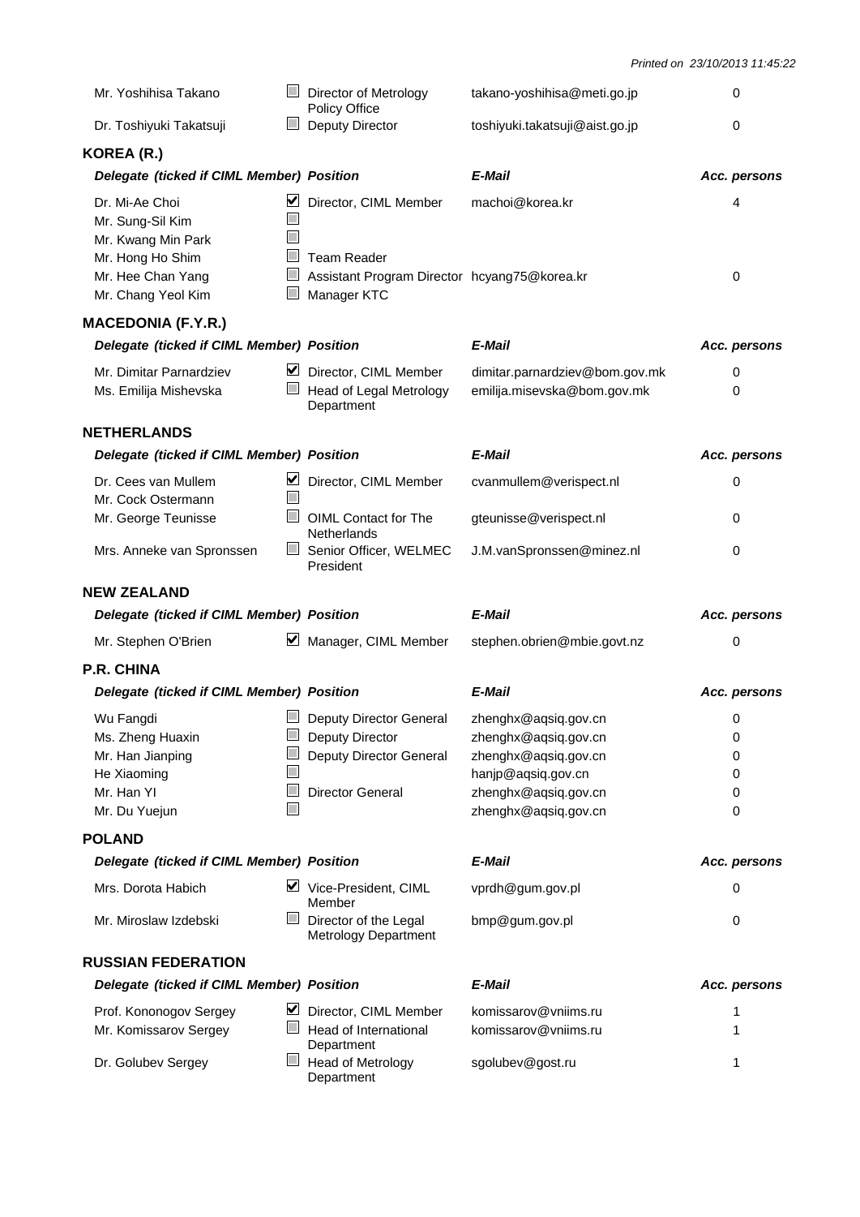| Delegate (ticked if CIML Member) | | Position | E-Mail | Acc. persons |
|---|---|---|---|---|
| Mr. Yoshihisa Takano | ☐ | Director of Metrology Policy Office | takano-yoshihisa@meti.go.jp | 0 |
| Dr. Toshiyuki Takatsuji | ☐ | Deputy Director | toshiyuki.takatsuji@aist.go.jp | 0 |

## KOREA (R.)

| Delegate (ticked if CIML Member) | | Position | E-Mail | Acc. persons |
|---|---|---|---|---|
| Dr. Mi-Ae Choi | ☑ | Director, CIML Member | machoi@korea.kr | 4 |
| Mr. Sung-Sil Kim | ☐ | | | |
| Mr. Kwang Min Park | ☐ | | | |
| Mr. Hong Ho Shim | ☐ | Team Reader | | |
| Mr. Hee Chan Yang | ☐ | Assistant Program Director | hcyang75@korea.kr | 0 |
| Mr. Chang Yeol Kim | ☐ | Manager KTC | | |

## MACEDONIA (F.Y.R.)

| Delegate (ticked if CIML Member) | | Position | E-Mail | Acc. persons |
|---|---|---|---|---|
| Mr. Dimitar Parnardziev | ☑ | Director, CIML Member | dimitar.parnardziev@bom.gov.mk | 0 |
| Ms. Emilija Mishevska | ☐ | Head of Legal Metrology Department | emilija.misevska@bom.gov.mk | 0 |

## NETHERLANDS

| Delegate (ticked if CIML Member) | | Position | E-Mail | Acc. persons |
|---|---|---|---|---|
| Dr. Cees van Mullem | ☑ | Director, CIML Member | cvanmullem@verispect.nl | 0 |
| Mr. Cock Ostermann | ☐ | | | |
| Mr. George Teunisse | ☐ | OIML Contact for The Netherlands | gteunisse@verispect.nl | 0 |
| Mrs. Anneke van Spronssen | ☐ | Senior Officer, WELMEC President | J.M.vanSpronssen@minez.nl | 0 |

## NEW ZEALAND

| Delegate (ticked if CIML Member) | | Position | E-Mail | Acc. persons |
|---|---|---|---|---|
| Mr. Stephen O'Brien | ☑ | Manager, CIML Member | stephen.obrien@mbie.govt.nz | 0 |

## P.R. CHINA

| Delegate (ticked if CIML Member) | | Position | E-Mail | Acc. persons |
|---|---|---|---|---|
| Wu Fangdi | ☐ | Deputy Director General | zhenghx@aqsiq.gov.cn | 0 |
| Ms. Zheng Huaxin | ☐ | Deputy Director | zhenghx@aqsiq.gov.cn | 0 |
| Mr. Han Jianping | ☐ | Deputy Director General | zhenghx@aqsiq.gov.cn | 0 |
| He Xiaoming | ☐ | | hanjp@aqsiq.gov.cn | 0 |
| Mr. Han YI | ☐ | Director General | zhenghx@aqsiq.gov.cn | 0 |
| Mr. Du Yuejun | ☐ | | zhenghx@aqsiq.gov.cn | 0 |

## POLAND

| Delegate (ticked if CIML Member) | | Position | E-Mail | Acc. persons |
|---|---|---|---|---|
| Mrs. Dorota Habich | ☑ | Vice-President, CIML Member | vprdh@gum.gov.pl | 0 |
| Mr. Miroslaw Izdebski | ☐ | Director of the Legal Metrology Department | bmp@gum.gov.pl | 0 |

## RUSSIAN FEDERATION

| Delegate (ticked if CIML Member) | | Position | E-Mail | Acc. persons |
|---|---|---|---|---|
| Prof. Kononogov Sergey | ☑ | Director, CIML Member | komissarov@vniims.ru | 1 |
| Mr. Komissarov Sergey | ☐ | Head of International Department | komissarov@vniims.ru | 1 |
| Dr. Golubev Sergey | ☐ | Head of Metrology Department | sgolubev@gost.ru | 1 |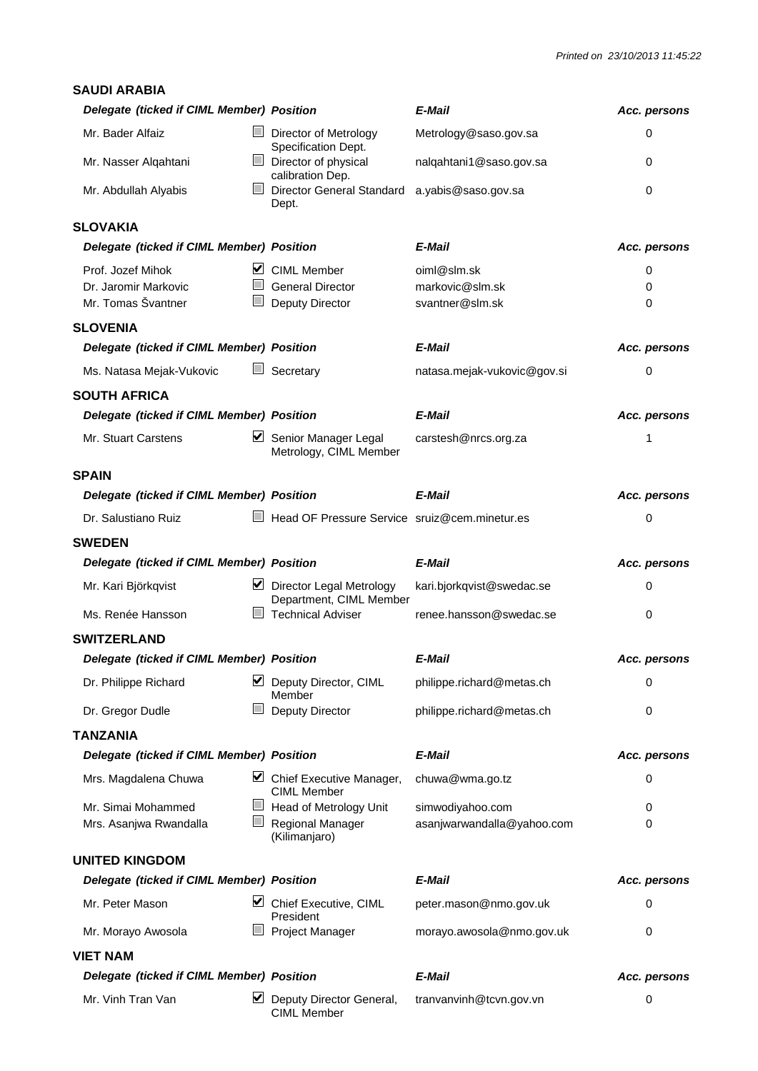## SAUDI ARABIA

| Delegate (ticked if CIML Member) | | Position | E-Mail | Acc. persons |
|---|---|---|---|---|
| Mr. Bader Alfaiz | ☐ | Director of Metrology Specification Dept. | Metrology@saso.gov.sa | 0 |
| Mr. Nasser Alqahtani | ☐ | Director of physical calibration Dep. | nalqahtani1@saso.gov.sa | 0 |
| Mr. Abdullah Alyabis | ☐ | Director General Standard Dept. | a.yabis@saso.gov.sa | 0 |

## SLOVAKIA

| Delegate (ticked if CIML Member) | | Position | E-Mail | Acc. persons |
|---|---|---|---|---|
| Prof. Jozef Mihok | ☑ | CIML Member | oiml@slm.sk | 0 |
| Dr. Jaromir Markovic | ☐ | General Director | markovic@slm.sk | 0 |
| Mr. Tomas Švantner | ☐ | Deputy Director | svantner@slm.sk | 0 |

## SLOVENIA

| Delegate (ticked if CIML Member) | | Position | E-Mail | Acc. persons |
|---|---|---|---|---|
| Ms. Natasa Mejak-Vukovic | ☐ | Secretary | natasa.mejak-vukovic@gov.si | 0 |

## SOUTH AFRICA

| Delegate (ticked if CIML Member) | | Position | E-Mail | Acc. persons |
|---|---|---|---|---|
| Mr. Stuart Carstens | ☑ | Senior Manager Legal Metrology, CIML Member | carstesh@nrcs.org.za | 1 |

## SPAIN

| Delegate (ticked if CIML Member) | | Position | E-Mail | Acc. persons |
|---|---|---|---|---|
| Dr. Salustiano Ruiz | ☐ | Head OF Pressure Service | sruiz@cem.minetur.es | 0 |

## SWEDEN

| Delegate (ticked if CIML Member) | | Position | E-Mail | Acc. persons |
|---|---|---|---|---|
| Mr. Kari Björkqvist | ☑ | Director Legal Metrology Department, CIML Member | kari.bjorkqvist@swedac.se | 0 |
| Ms. Renée Hansson | ☐ | Technical Adviser | renee.hansson@swedac.se | 0 |

## SWITZERLAND

| Delegate (ticked if CIML Member) | | Position | E-Mail | Acc. persons |
|---|---|---|---|---|
| Dr. Philippe Richard | ☑ | Deputy Director, CIML Member | philippe.richard@metas.ch | 0 |
| Dr. Gregor Dudle | ☐ | Deputy Director | philippe.richard@metas.ch | 0 |

## TANZANIA

| Delegate (ticked if CIML Member) | | Position | E-Mail | Acc. persons |
|---|---|---|---|---|
| Mrs. Magdalena Chuwa | ☑ | Chief Executive Manager, CIML Member | chuwa@wma.go.tz | 0 |
| Mr. Simai Mohammed | ☐ | Head of Metrology Unit | simwodiyahoo.com | 0 |
| Mrs. Asanjwa Rwandalla | ☐ | Regional Manager (Kilimanjaro) | asanjwarwandalla@yahoo.com | 0 |

## UNITED KINGDOM

| Delegate (ticked if CIML Member) | | Position | E-Mail | Acc. persons |
|---|---|---|---|---|
| Mr. Peter Mason | ☑ | Chief Executive, CIML President | peter.mason@nmo.gov.uk | 0 |
| Mr. Morayo Awosola | ☐ | Project Manager | morayo.awosola@nmo.gov.uk | 0 |

## VIET NAM

| Delegate (ticked if CIML Member) | | Position | E-Mail | Acc. persons |
|---|---|---|---|---|
| Mr. Vinh Tran Van | ☑ | Deputy Director General, CIML Member | tranvanvinh@tcvn.gov.vn | 0 |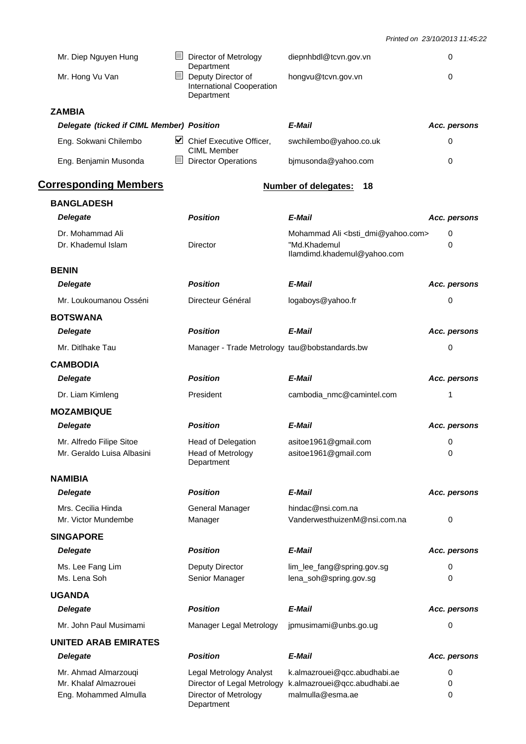| Delegate | | Position | E-Mail | Acc. persons |
|---|---|---|---|---|
| Mr. Diep Nguyen Hung | ☐ | Director of Metrology Department | diepnhbdl@tcvn.gov.vn | 0 |
| Mr. Hong Vu Van | ☐ | Deputy Director of International Cooperation Department | hongvu@tcvn.gov.vn | 0 |

### ZAMBIA

| Delegate (ticked if CIML Member) | | Position | E-Mail | Acc. persons |
|---|---|---|---|---|
| Eng. Sokwani Chilembo | ☑ | Chief Executive Officer, CIML Member | swchilembo@yahoo.co.uk | 0 |
| Eng. Benjamin Musonda | ☐ | Director Operations | bjmusonda@yahoo.com | 0 |

## Corresponding Members

**Number of delegates: 18**

### BANGLADESH

| Delegate | Position | E-Mail | Acc. persons |
|---|---|---|---|
| Dr. Mohammad Ali | | Mohammad Ali <bsti_dmi@yahoo.com> | 0 |
| Dr. Khademul Islam | Director | "Md.Khademul Ilamdimd.khademul@yahoo.com | 0 |

### BENIN

| Delegate | Position | E-Mail | Acc. persons |
|---|---|---|---|
| Mr. Loukoumanou Osséni | Directeur Général | logaboys@yahoo.fr | 0 |

### BOTSWANA

| Delegate | Position | E-Mail | Acc. persons |
|---|---|---|---|
| Mr. Ditlhake Tau | Manager - Trade Metrology | tau@bobstandards.bw | 0 |

### CAMBODIA

| Delegate | Position | E-Mail | Acc. persons |
|---|---|---|---|
| Dr. Liam Kimleng | President | cambodia_nmc@camintel.com | 1 |

### MOZAMBIQUE

| Delegate | Position | E-Mail | Acc. persons |
|---|---|---|---|
| Mr. Alfredo Filipe Sitoe | Head of Delegation | asitoe1961@gmail.com | 0 |
| Mr. Geraldo Luisa Albasini | Head of Metrology Department | asitoe1961@gmail.com | 0 |

### NAMIBIA

| Delegate | Position | E-Mail | Acc. persons |
|---|---|---|---|
| Mrs. Cecilia Hinda | General Manager | hindac@nsi.com.na | |
| Mr. Victor Mundembe | Manager | VanderwesthuizenM@nsi.com.na | 0 |

### SINGAPORE

| Delegate | Position | E-Mail | Acc. persons |
|---|---|---|---|
| Ms. Lee Fang Lim | Deputy Director | lim_lee_fang@spring.gov.sg | 0 |
| Ms. Lena Soh | Senior Manager | lena_soh@spring.gov.sg | 0 |

### UGANDA

| Delegate | Position | E-Mail | Acc. persons |
|---|---|---|---|
| Mr. John Paul Musimami | Manager Legal Metrology | jpmusimami@unbs.go.ug | 0 |

### UNITED ARAB EMIRATES

| Delegate | Position | E-Mail | Acc. persons |
|---|---|---|---|
| Mr. Ahmad Almarzouqi | Legal Metrology Analyst | k.almazrouei@qcc.abudhabi.ae | 0 |
| Mr. Khalaf Almazrouei | Director of Legal Metrology | k.almazrouei@qcc.abudhabi.ae | 0 |
| Eng. Mohammed Almulla | Director of Metrology Department | malmulla@esma.ae | 0 |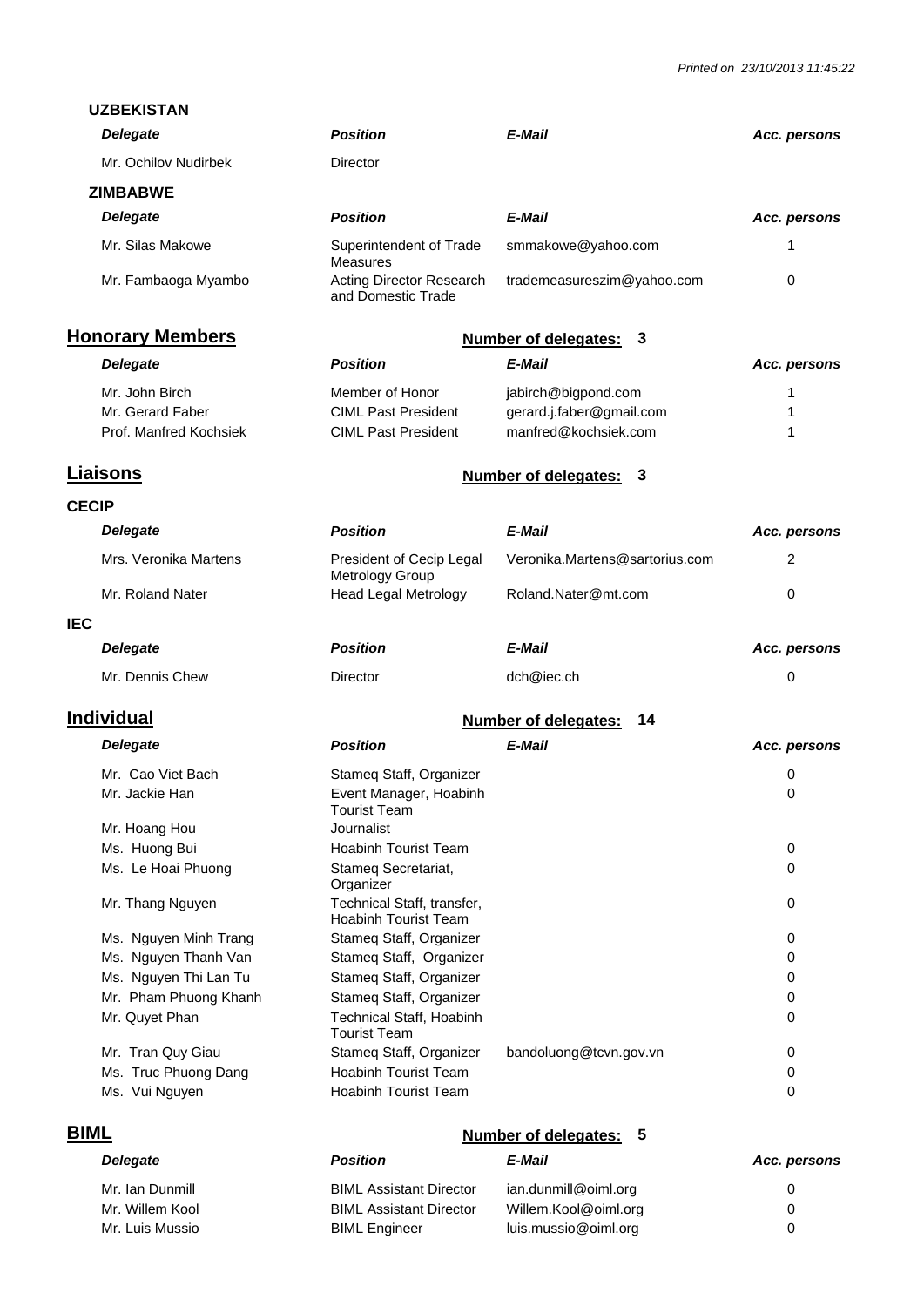### UZBEKISTAN

| Delegate | Position | E-Mail | Acc. persons |
|---|---|---|---|
| Mr. Ochilov Nudirbek | Director | | |

### ZIMBABWE

| Delegate | Position | E-Mail | Acc. persons |
|---|---|---|---|
| Mr. Silas Makowe | Superintendent of Trade Measures | smmakowe@yahoo.com | 1 |
| Mr. Fambaoga Myambo | Acting Director Research and Domestic Trade | trademeasureszim@yahoo.com | 0 |

## Honorary Members

**Number of delegates: 3**

| Delegate | Position | E-Mail | Acc. persons |
|---|---|---|---|
| Mr. John Birch | Member of Honor | jabirch@bigpond.com | 1 |
| Mr. Gerard Faber | CIML Past President | gerard.j.faber@gmail.com | 1 |
| Prof. Manfred Kochsiek | CIML Past President | manfred@kochsiek.com | 1 |

## Liaisons

**Number of delegates: 3**

### CECIP

| Delegate | Position | E-Mail | Acc. persons |
|---|---|---|---|
| Mrs. Veronika Martens | President of Cecip Legal Metrology Group | Veronika.Martens@sartorius.com | 2 |
| Mr. Roland Nater | Head Legal Metrology | Roland.Nater@mt.com | 0 |

### IEC

| Delegate | Position | E-Mail | Acc. persons |
|---|---|---|---|
| Mr. Dennis Chew | Director | dch@iec.ch | 0 |

## Individual

**Number of delegates: 14**

| Delegate | Position | E-Mail | Acc. persons |
|---|---|---|---|
| Mr. Cao Viet Bach | Stameq Staff, Organizer | | 0 |
| Mr. Jackie Han | Event Manager, Hoabinh Tourist Team | | 0 |
| Mr. Hoang Hou | Journalist | | |
| Ms. Huong Bui | Hoabinh Tourist Team | | 0 |
| Ms. Le Hoai Phuong | Stameq Secretariat, Organizer | | 0 |
| Mr. Thang Nguyen | Technical Staff, transfer, Hoabinh Tourist Team | | 0 |
| Ms. Nguyen Minh Trang | Stameq Staff, Organizer | | 0 |
| Ms. Nguyen Thanh Van | Stameq Staff, Organizer | | 0 |
| Ms. Nguyen Thi Lan Tu | Stameq Staff, Organizer | | 0 |
| Mr. Pham Phuong Khanh | Stameq Staff, Organizer | | 0 |
| Mr. Quyet Phan | Technical Staff, Hoabinh Tourist Team | | 0 |
| Mr. Tran Quy Giau | Stameq Staff, Organizer | bandoluong@tcvn.gov.vn | 0 |
| Ms. Truc Phuong Dang | Hoabinh Tourist Team | | 0 |
| Ms. Vui Nguyen | Hoabinh Tourist Team | | 0 |

## BIML

**Number of delegates: 5**

| Delegate | Position | E-Mail | Acc. persons |
|---|---|---|---|
| Mr. Ian Dunmill | BIML Assistant Director | ian.dunmill@oiml.org | 0 |
| Mr. Willem Kool | BIML Assistant Director | Willem.Kool@oiml.org | 0 |
| Mr. Luis Mussio | BIML Engineer | luis.mussio@oiml.org | 0 |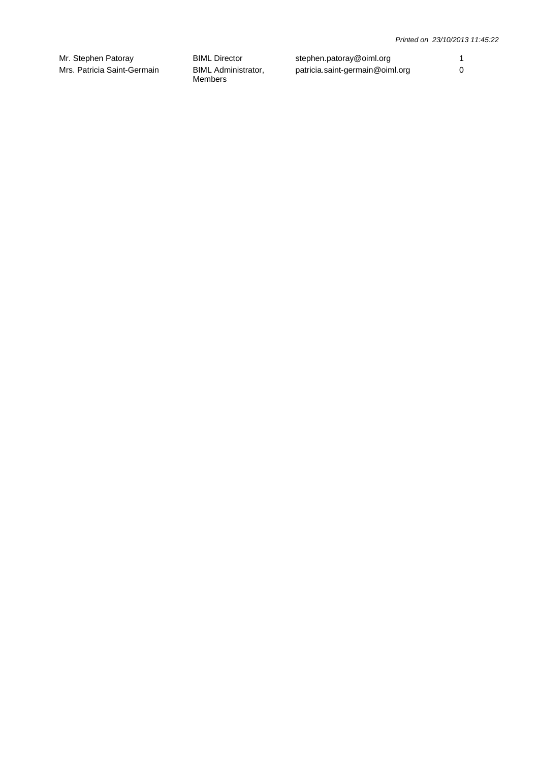| | | | |
|---|---|---|---|
| Mr. Stephen Patoray | BIML Director | stephen.patoray@oiml.org | 1 |
| Mrs. Patricia Saint-Germain | BIML Administrator, Members | patricia.saint-germain@oiml.org | 0 |